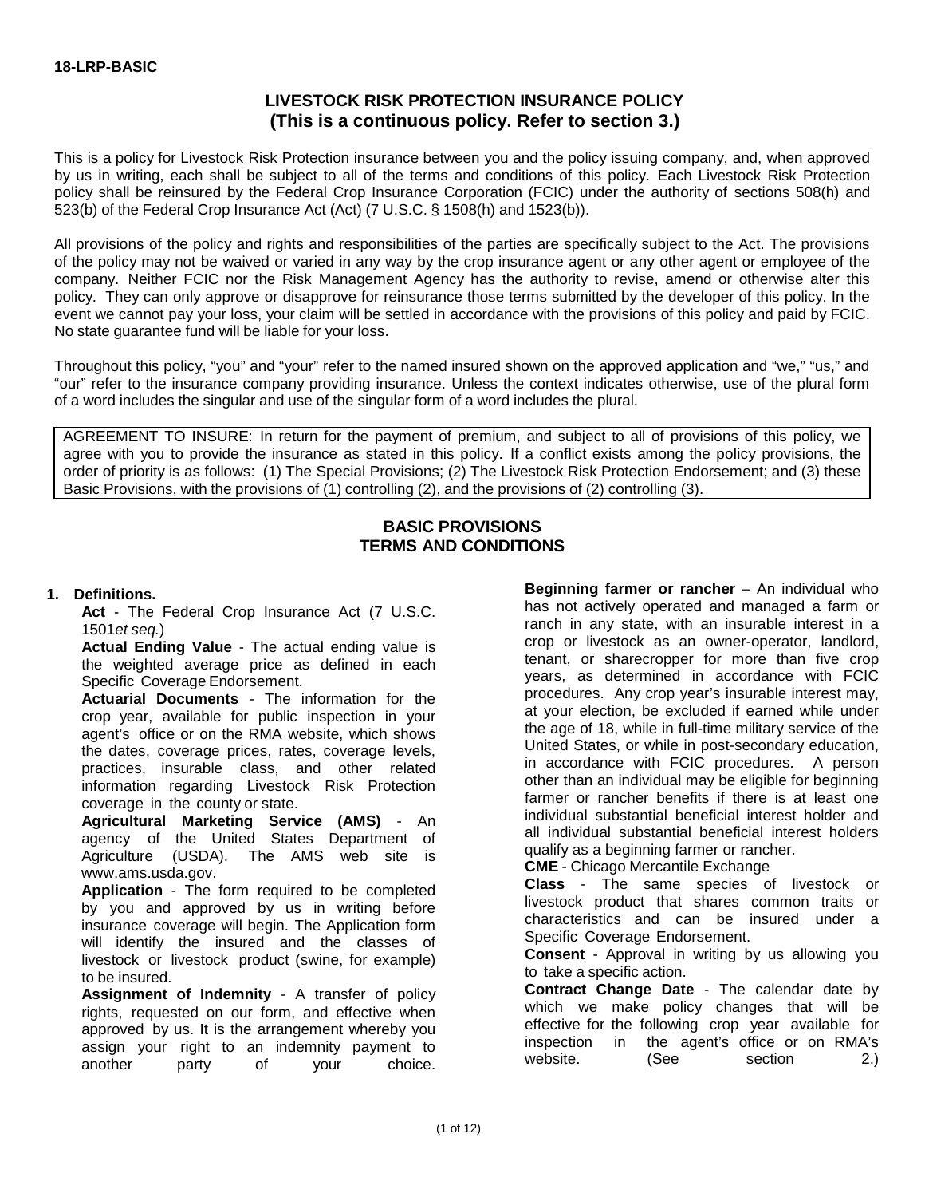18-LRP-BASIC

# LIVESTOCK RISK PROTECTION INSURANCE POLICY
**(This is a continuous policy. Refer to section 3.)**

This is a policy for Livestock Risk Protection insurance between you and the policy issuing company, and, when approved by us in writing, each shall be subject to all of the terms and conditions of this policy. Each Livestock Risk Protection policy shall be reinsured by the Federal Crop Insurance Corporation (FCIC) under the authority of sections 508(h) and 523(b) of the Federal Crop Insurance Act (Act) (7 U.S.C. § 1508(h) and 1523(b)).

All provisions of the policy and rights and responsibilities of the parties are specifically subject to the Act. The provisions of the policy may not be waived or varied in any way by the crop insurance agent or any other agent or employee of the company. Neither FCIC nor the Risk Management Agency has the authority to revise, amend or otherwise alter this policy. They can only approve or disapprove for reinsurance those terms submitted by the developer of this policy. In the event we cannot pay your loss, your claim will be settled in accordance with the provisions of this policy and paid by FCIC. No state guarantee fund will be liable for your loss.

Throughout this policy, "you" and "your" refer to the named insured shown on the approved application and "we," "us," and "our" refer to the insurance company providing insurance. Unless the context indicates otherwise, use of the plural form of a word includes the singular and use of the singular form of a word includes the plural.

AGREEMENT TO INSURE: In return for the payment of premium, and subject to all of provisions of this policy, we agree with you to provide the insurance as stated in this policy. If a conflict exists among the policy provisions, the order of priority is as follows: (1) The Special Provisions; (2) The Livestock Risk Protection Endorsement; and (3) these Basic Provisions, with the provisions of (1) controlling (2), and the provisions of (2) controlling (3).

## BASIC PROVISIONS
## TERMS AND CONDITIONS

**1. Definitions.**

**Act** - The Federal Crop Insurance Act (7 U.S.C. 1501*et seq.*)

**Actual Ending Value** - The actual ending value is the weighted average price as defined in each Specific Coverage Endorsement.

**Actuarial Documents** - The information for the crop year, available for public inspection in your agent's office or on the RMA website, which shows the dates, coverage prices, rates, coverage levels, practices, insurable class, and other related information regarding Livestock Risk Protection coverage in the county or state.

**Agricultural Marketing Service (AMS)** - An agency of the United States Department of Agriculture (USDA). The AMS web site is www.ams.usda.gov.

**Application** - The form required to be completed by you and approved by us in writing before insurance coverage will begin. The Application form will identify the insured and the classes of livestock or livestock product (swine, for example) to be insured.

**Assignment of Indemnity** - A transfer of policy rights, requested on our form, and effective when approved by us. It is the arrangement whereby you assign your right to an indemnity payment to another party of your choice.

**Beginning farmer or rancher** – An individual who has not actively operated and managed a farm or ranch in any state, with an insurable interest in a crop or livestock as an owner-operator, landlord, tenant, or sharecropper for more than five crop years, as determined in accordance with FCIC procedures. Any crop year's insurable interest may, at your election, be excluded if earned while under the age of 18, while in full-time military service of the United States, or while in post-secondary education, in accordance with FCIC procedures. A person other than an individual may be eligible for beginning farmer or rancher benefits if there is at least one individual substantial beneficial interest holder and all individual substantial beneficial interest holders qualify as a beginning farmer or rancher.

**CME** - Chicago Mercantile Exchange

**Class** - The same species of livestock or livestock product that shares common traits or characteristics and can be insured under a Specific Coverage Endorsement.

**Consent** - Approval in writing by us allowing you to take a specific action.

**Contract Change Date** - The calendar date by which we make policy changes that will be effective for the following crop year available for inspection in the agent's office or on RMA's website. (See section 2.)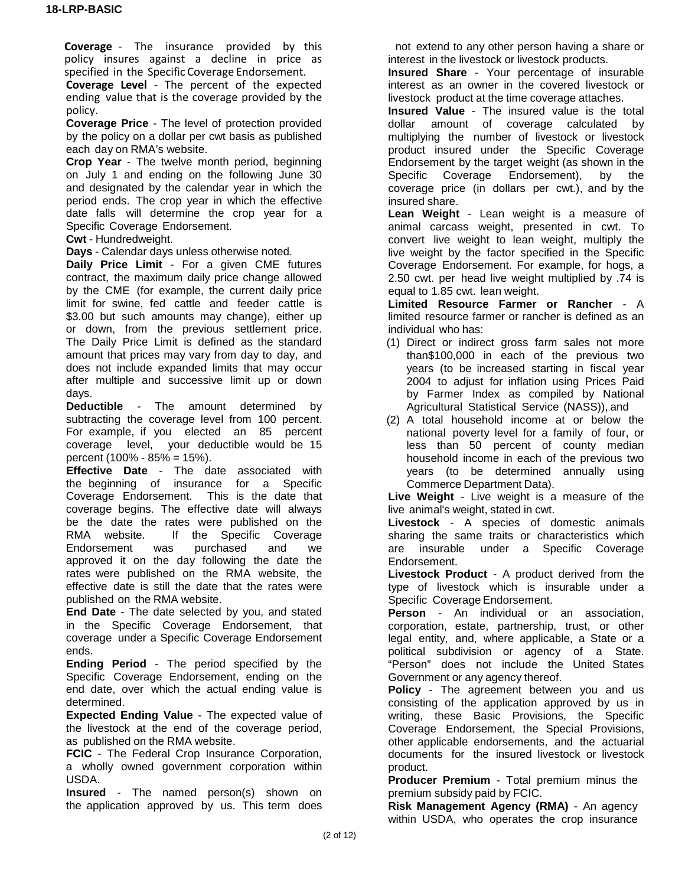**Coverage** - The insurance provided by this policy insures against a decline in price as specified in the Specific Coverage Endorsement.

**Coverage Level** - The percent of the expected ending value that is the coverage provided by the policy.

**Coverage Price** - The level of protection provided by the policy on a dollar per cwt basis as published each day on RMA's website.

**Crop Year** - The twelve month period, beginning on July 1 and ending on the following June 30 and designated by the calendar year in which the period ends. The crop year in which the effective date falls will determine the crop year for a Specific Coverage Endorsement.

**Cwt** - Hundredweight.

**Days** - Calendar days unless otherwise noted.

**Daily Price Limit** - For a given CME futures contract, the maximum daily price change allowed by the CME (for example, the current daily price limit for swine, fed cattle and feeder cattle is $3.00 but such amounts may change), either up or down, from the previous settlement price. The Daily Price Limit is defined as the standard amount that prices may vary from day to day, and does not include expanded limits that may occur after multiple and successive limit up or down days.

**Deductible** - The amount determined by subtracting the coverage level from 100 percent. For example, if you elected an 85 percent coverage level, your deductible would be 15 percent (100% - 85% = 15%).

**Effective Date** - The date associated with the beginning of insurance for a Specific Coverage Endorsement. This is the date that coverage begins. The effective date will always be the date the rates were published on the RMA website. If the Specific Coverage Endorsement was purchased and we approved it on the day following the date the rates were published on the RMA website, the effective date is still the date that the rates were published on the RMA website.

**End Date** - The date selected by you, and stated in the Specific Coverage Endorsement, that coverage under a Specific Coverage Endorsement ends.

**Ending Period** - The period specified by the Specific Coverage Endorsement, ending on the end date, over which the actual ending value is determined.

**Expected Ending Value** - The expected value of the livestock at the end of the coverage period, as published on the RMA website.

**FCIC** - The Federal Crop Insurance Corporation, a wholly owned government corporation within USDA.

**Insured** - The named person(s) shown on the application approved by us. This term does not extend to any other person having a share or interest in the livestock or livestock products.

**Insured Share** - Your percentage of insurable interest as an owner in the covered livestock or livestock product at the time coverage attaches.

**Insured Value** - The insured value is the total dollar amount of coverage calculated by multiplying the number of livestock or livestock product insured under the Specific Coverage Endorsement by the target weight (as shown in the Specific Coverage Endorsement), by the coverage price (in dollars per cwt.), and by the insured share.

**Lean Weight** - Lean weight is a measure of animal carcass weight, presented in cwt. To convert live weight to lean weight, multiply the live weight by the factor specified in the Specific Coverage Endorsement. For example, for hogs, a 2.50 cwt. per head live weight multiplied by .74 is equal to 1.85 cwt. lean weight.

**Limited Resource Farmer or Rancher** - A limited resource farmer or rancher is defined as an individual who has:

(1) Direct or indirect gross farm sales not more than$100,000 in each of the previous two years (to be increased starting in fiscal year 2004 to adjust for inflation using Prices Paid by Farmer Index as compiled by National Agricultural Statistical Service (NASS)), and

(2) A total household income at or below the national poverty level for a family of four, or less than 50 percent of county median household income in each of the previous two years (to be determined annually using Commerce Department Data).

**Live Weight** - Live weight is a measure of the live animal's weight, stated in cwt.

**Livestock** - A species of domestic animals sharing the same traits or characteristics which are insurable under a Specific Coverage Endorsement.

**Livestock Product** - A product derived from the type of livestock which is insurable under a Specific Coverage Endorsement.

**Person** - An individual or an association, corporation, estate, partnership, trust, or other legal entity, and, where applicable, a State or a political subdivision or agency of a State. "Person" does not include the United States Government or any agency thereof.

**Policy** - The agreement between you and us consisting of the application approved by us in writing, these Basic Provisions, the Specific Coverage Endorsement, the Special Provisions, other applicable endorsements, and the actuarial documents for the insured livestock or livestock product.

**Producer Premium** - Total premium minus the premium subsidy paid by FCIC.

**Risk Management Agency (RMA)** - An agency within USDA, who operates the crop insurance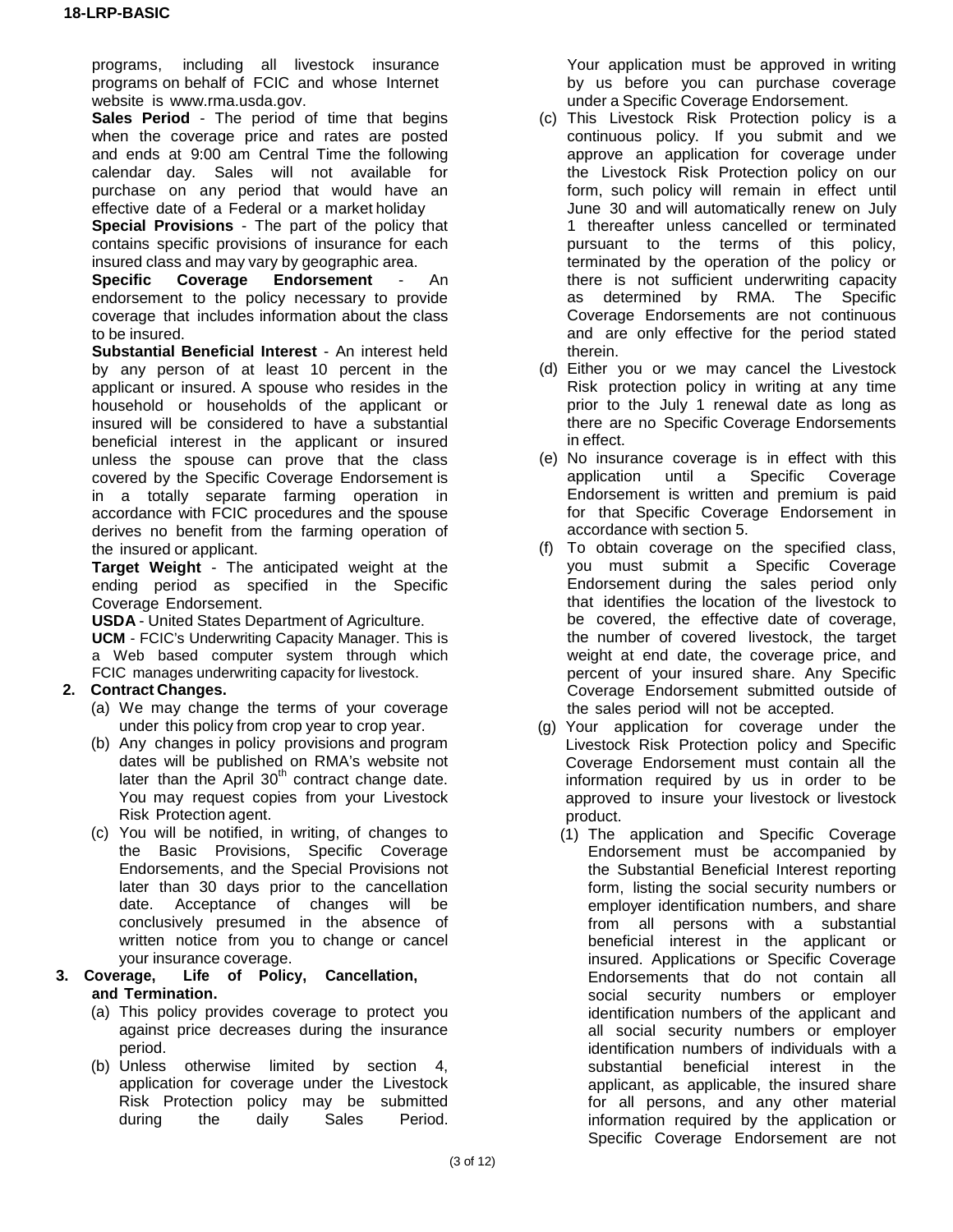programs, including all livestock insurance programs on behalf of FCIC and whose Internet website is www.rma.usda.gov.

**Sales Period** - The period of time that begins when the coverage price and rates are posted and ends at 9:00 am Central Time the following calendar day. Sales will not available for purchase on any period that would have an effective date of a Federal or a market holiday

**Special Provisions** - The part of the policy that contains specific provisions of insurance for each insured class and may vary by geographic area.

**Specific Coverage Endorsement** - An endorsement to the policy necessary to provide coverage that includes information about the class to be insured.

**Substantial Beneficial Interest** - An interest held by any person of at least 10 percent in the applicant or insured. A spouse who resides in the household or households of the applicant or insured will be considered to have a substantial beneficial interest in the applicant or insured unless the spouse can prove that the class covered by the Specific Coverage Endorsement is in a totally separate farming operation in accordance with FCIC procedures and the spouse derives no benefit from the farming operation of the insured or applicant.

**Target Weight** - The anticipated weight at the ending period as specified in the Specific Coverage Endorsement.

**USDA** - United States Department of Agriculture.

**UCM** - FCIC's Underwriting Capacity Manager. This is a Web based computer system through which FCIC manages underwriting capacity for livestock.

**2. Contract Changes.**

(a) We may change the terms of your coverage under this policy from crop year to crop year.

(b) Any changes in policy provisions and program dates will be published on RMA's website not later than the April 30th contract change date. You may request copies from your Livestock Risk Protection agent.

(c) You will be notified, in writing, of changes to the Basic Provisions, Specific Coverage Endorsements, and the Special Provisions not later than 30 days prior to the cancellation date. Acceptance of changes will be conclusively presumed in the absence of written notice from you to change or cancel your insurance coverage.

**3. Coverage, Life of Policy, Cancellation, and Termination.**

(a) This policy provides coverage to protect you against price decreases during the insurance period.

(b) Unless otherwise limited by section 4, application for coverage under the Livestock Risk Protection policy may be submitted during the daily Sales Period. Your application must be approved in writing by us before you can purchase coverage under a Specific Coverage Endorsement.

(c) This Livestock Risk Protection policy is a continuous policy. If you submit and we approve an application for coverage under the Livestock Risk Protection policy on our form, such policy will remain in effect until June 30 and will automatically renew on July 1 thereafter unless cancelled or terminated pursuant to the terms of this policy, terminated by the operation of the policy or there is not sufficient underwriting capacity as determined by RMA. The Specific Coverage Endorsements are not continuous and are only effective for the period stated therein.

(d) Either you or we may cancel the Livestock Risk protection policy in writing at any time prior to the July 1 renewal date as long as there are no Specific Coverage Endorsements in effect.

(e) No insurance coverage is in effect with this application until a Specific Coverage Endorsement is written and premium is paid for that Specific Coverage Endorsement in accordance with section 5.

(f) To obtain coverage on the specified class, you must submit a Specific Coverage Endorsement during the sales period only that identifies the location of the livestock to be covered, the effective date of coverage, the number of covered livestock, the target weight at end date, the coverage price, and percent of your insured share. Any Specific Coverage Endorsement submitted outside of the sales period will not be accepted.

(g) Your application for coverage under the Livestock Risk Protection policy and Specific Coverage Endorsement must contain all the information required by us in order to be approved to insure your livestock or livestock product.

(1) The application and Specific Coverage Endorsement must be accompanied by the Substantial Beneficial Interest reporting form, listing the social security numbers or employer identification numbers, and share from all persons with a substantial beneficial interest in the applicant or insured. Applications or Specific Coverage Endorsements that do not contain all social security numbers or employer identification numbers of the applicant and all social security numbers or employer identification numbers of individuals with a substantial beneficial interest in the applicant, as applicable, the insured share for all persons, and any other material information required by the application or Specific Coverage Endorsement are not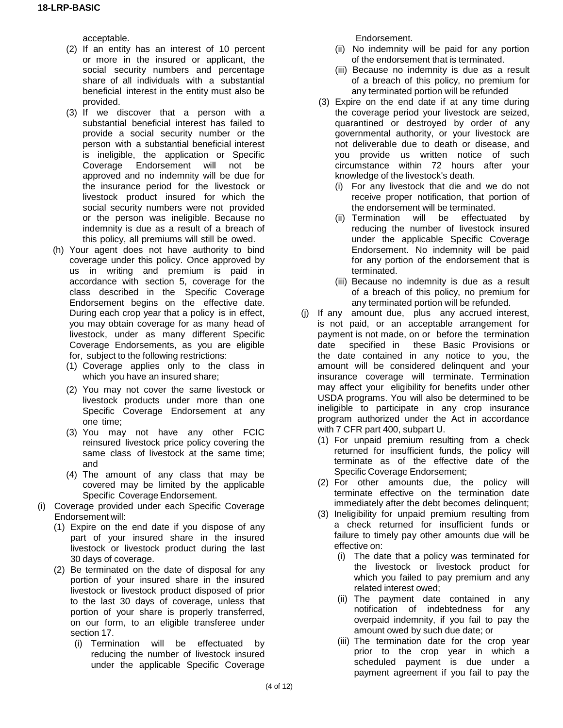acceptable.

(2) If an entity has an interest of 10 percent or more in the insured or applicant, the social security numbers and percentage share of all individuals with a substantial beneficial interest in the entity must also be provided.

(3) If we discover that a person with a substantial beneficial interest has failed to provide a social security number or the person with a substantial beneficial interest is ineligible, the application or Specific Coverage Endorsement will not be approved and no indemnity will be due for the insurance period for the livestock or livestock product insured for which the social security numbers were not provided or the person was ineligible. Because no indemnity is due as a result of a breach of this policy, all premiums will still be owed.

(h) Your agent does not have authority to bind coverage under this policy. Once approved by us in writing and premium is paid in accordance with section 5, coverage for the class described in the Specific Coverage Endorsement begins on the effective date. During each crop year that a policy is in effect, you may obtain coverage for as many head of livestock, under as many different Specific Coverage Endorsements, as you are eligible for, subject to the following restrictions:

(1) Coverage applies only to the class in which you have an insured share;

(2) You may not cover the same livestock or livestock products under more than one Specific Coverage Endorsement at any one time;

(3) You may not have any other FCIC reinsured livestock price policy covering the same class of livestock at the same time; and

(4) The amount of any class that may be covered may be limited by the applicable Specific Coverage Endorsement.

(i) Coverage provided under each Specific Coverage Endorsement will:

(1) Expire on the end date if you dispose of any part of your insured share in the insured livestock or livestock product during the last 30 days of coverage.

(2) Be terminated on the date of disposal for any portion of your insured share in the insured livestock or livestock product disposed of prior to the last 30 days of coverage, unless that portion of your share is properly transferred, on our form, to an eligible transferee under section 17.

(i) Termination will be effectuated by reducing the number of livestock insured under the applicable Specific Coverage Endorsement.

(ii) No indemnity will be paid for any portion of the endorsement that is terminated.

(iii) Because no indemnity is due as a result of a breach of this policy, no premium for any terminated portion will be refunded

(3) Expire on the end date if at any time during the coverage period your livestock are seized, quarantined or destroyed by order of any governmental authority, or your livestock are not deliverable due to death or disease, and you provide us written notice of such circumstance within 72 hours after your knowledge of the livestock's death.

(i) For any livestock that die and we do not receive proper notification, that portion of the endorsement will be terminated.

(ii) Termination will be effectuated by reducing the number of livestock insured under the applicable Specific Coverage Endorsement. No indemnity will be paid for any portion of the endorsement that is terminated.

(iii) Because no indemnity is due as a result of a breach of this policy, no premium for any terminated portion will be refunded.

(j) If any amount due, plus any accrued interest, is not paid, or an acceptable arrangement for payment is not made, on or before the termination date specified in these Basic Provisions or the date contained in any notice to you, the amount will be considered delinquent and your insurance coverage will terminate. Termination may affect your eligibility for benefits under other USDA programs. You will also be determined to be ineligible to participate in any crop insurance program authorized under the Act in accordance with 7 CFR part 400, subpart U.

(1) For unpaid premium resulting from a check returned for insufficient funds, the policy will terminate as of the effective date of the Specific Coverage Endorsement;

(2) For other amounts due, the policy will terminate effective on the termination date immediately after the debt becomes delinquent;

(3) Ineligibility for unpaid premium resulting from a check returned for insufficient funds or failure to timely pay other amounts due will be effective on:

(i) The date that a policy was terminated for the livestock or livestock product for which you failed to pay premium and any related interest owed;

(ii) The payment date contained in any notification of indebtedness for any overpaid indemnity, if you fail to pay the amount owed by such due date; or

(iii) The termination date for the crop year prior to the crop year in which a scheduled payment is due under a payment agreement if you fail to pay the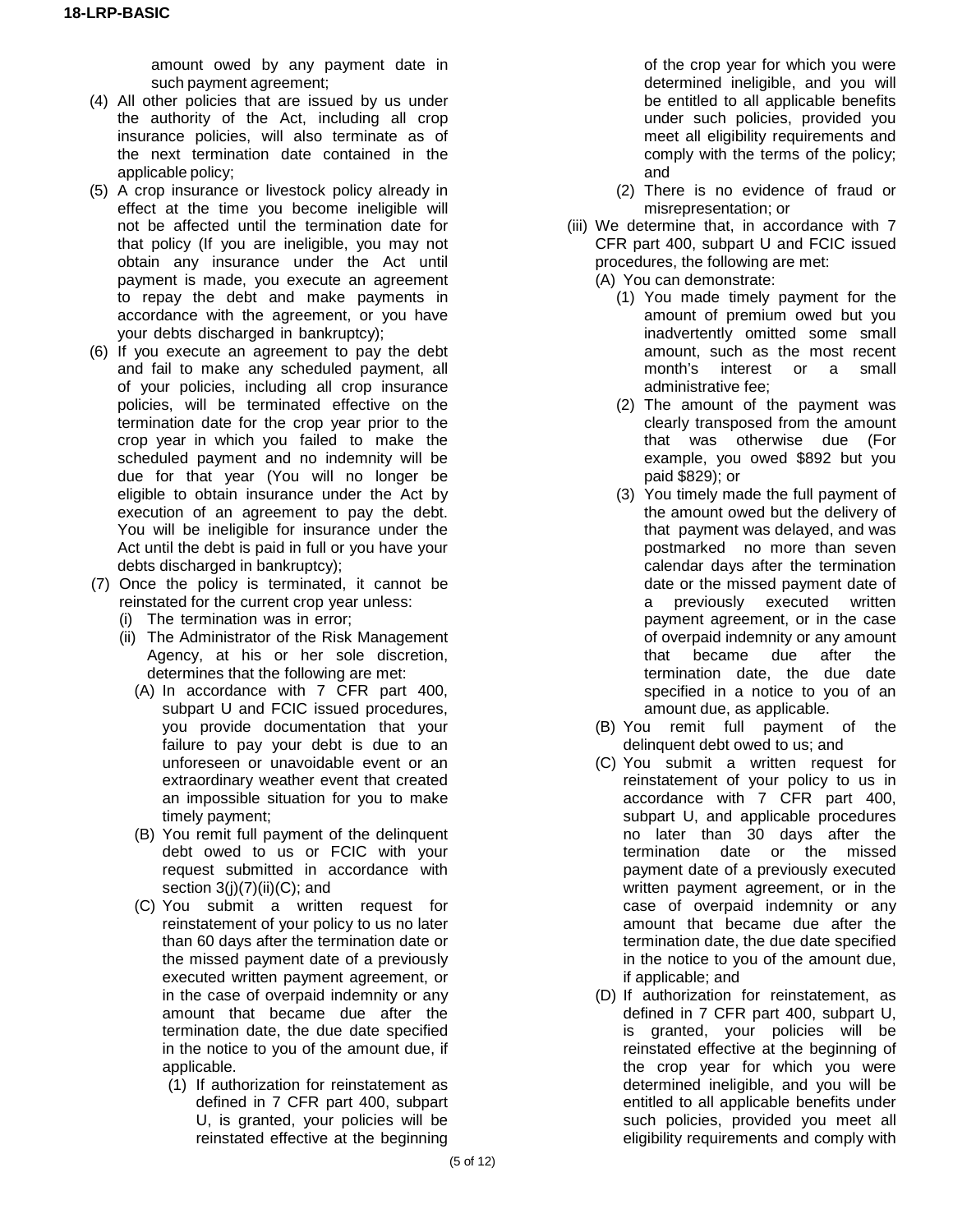amount owed by any payment date in such payment agreement;

(4) All other policies that are issued by us under the authority of the Act, including all crop insurance policies, will also terminate as of the next termination date contained in the applicable policy;

(5) A crop insurance or livestock policy already in effect at the time you become ineligible will not be affected until the termination date for that policy (If you are ineligible, you may not obtain any insurance under the Act until payment is made, you execute an agreement to repay the debt and make payments in accordance with the agreement, or you have your debts discharged in bankruptcy);

(6) If you execute an agreement to pay the debt and fail to make any scheduled payment, all of your policies, including all crop insurance policies, will be terminated effective on the termination date for the crop year prior to the crop year in which you failed to make the scheduled payment and no indemnity will be due for that year (You will no longer be eligible to obtain insurance under the Act by execution of an agreement to pay the debt. You will be ineligible for insurance under the Act until the debt is paid in full or you have your debts discharged in bankruptcy);

(7) Once the policy is terminated, it cannot be reinstated for the current crop year unless:

- (i) The termination was in error;
- (ii) The Administrator of the Risk Management Agency, at his or her sole discretion, determines that the following are met:
  - (A) In accordance with 7 CFR part 400, subpart U and FCIC issued procedures, you provide documentation that your failure to pay your debt is due to an unforeseen or unavoidable event or an extraordinary weather event that created an impossible situation for you to make timely payment;
  - (B) You remit full payment of the delinquent debt owed to us or FCIC with your request submitted in accordance with section 3(j)(7)(ii)(C); and
  - (C) You submit a written request for reinstatement of your policy to us no later than 60 days after the termination date or the missed payment date of a previously executed written payment agreement, or in the case of overpaid indemnity or any amount that became due after the termination date, the due date specified in the notice to you of the amount due, if applicable.
    - (1) If authorization for reinstatement as defined in 7 CFR part 400, subpart U, is granted, your policies will be reinstated effective at the beginning of the crop year for which you were determined ineligible, and you will be entitled to all applicable benefits under such policies, provided you meet all eligibility requirements and comply with the terms of the policy; and
    - (2) There is no evidence of fraud or misrepresentation; or
- (iii) We determine that, in accordance with 7 CFR part 400, subpart U and FCIC issued procedures, the following are met:
  - (A) You can demonstrate:
    - (1) You made timely payment for the amount of premium owed but you inadvertently omitted some small amount, such as the most recent month's interest or a small administrative fee;
    - (2) The amount of the payment was clearly transposed from the amount that was otherwise due (For example, you owed $892 but you paid $829); or
    - (3) You timely made the full payment of the amount owed but the delivery of that payment was delayed, and was postmarked no more than seven calendar days after the termination date or the missed payment date of a previously executed written payment agreement, or in the case of overpaid indemnity or any amount that became due after the termination date, the due date specified in a notice to you of an amount due, as applicable.
  - (B) You remit full payment of the delinquent debt owed to us; and
  - (C) You submit a written request for reinstatement of your policy to us in accordance with 7 CFR part 400, subpart U, and applicable procedures no later than 30 days after the termination date or the missed payment date of a previously executed written payment agreement, or in the case of overpaid indemnity or any amount that became due after the termination date, the due date specified in the notice to you of the amount due, if applicable; and
  - (D) If authorization for reinstatement, as defined in 7 CFR part 400, subpart U, is granted, your policies will be reinstated effective at the beginning of the crop year for which you were determined ineligible, and you will be entitled to all applicable benefits under such policies, provided you meet all eligibility requirements and comply with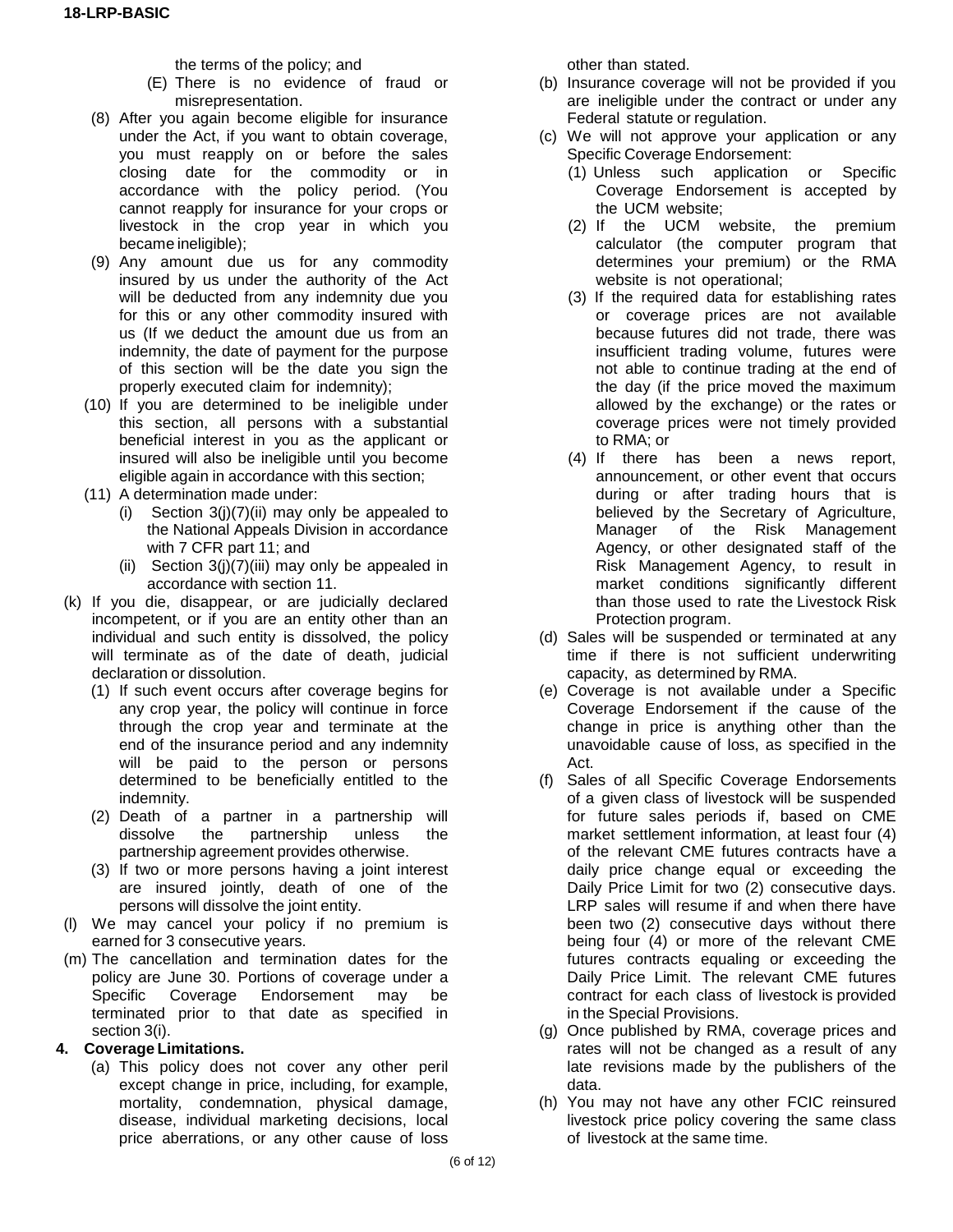the terms of the policy; and

(E) There is no evidence of fraud or misrepresentation.

(8) After you again become eligible for insurance under the Act, if you want to obtain coverage, you must reapply on or before the sales closing date for the commodity or in accordance with the policy period. (You cannot reapply for insurance for your crops or livestock in the crop year in which you became ineligible);

(9) Any amount due us for any commodity insured by us under the authority of the Act will be deducted from any indemnity due you for this or any other commodity insured with us (If we deduct the amount due us from an indemnity, the date of payment for the purpose of this section will be the date you sign the properly executed claim for indemnity);

(10) If you are determined to be ineligible under this section, all persons with a substantial beneficial interest in you as the applicant or insured will also be ineligible until you become eligible again in accordance with this section;

(11) A determination made under:

(i) Section 3(j)(7)(ii) may only be appealed to the National Appeals Division in accordance with 7 CFR part 11; and

(ii) Section 3(j)(7)(iii) may only be appealed in accordance with section 11.

(k) If you die, disappear, or are judicially declared incompetent, or if you are an entity other than an individual and such entity is dissolved, the policy will terminate as of the date of death, judicial declaration or dissolution.

(1) If such event occurs after coverage begins for any crop year, the policy will continue in force through the crop year and terminate at the end of the insurance period and any indemnity will be paid to the person or persons determined to be beneficially entitled to the indemnity.

(2) Death of a partner in a partnership will dissolve the partnership unless the partnership agreement provides otherwise.

(3) If two or more persons having a joint interest are insured jointly, death of one of the persons will dissolve the joint entity.

(l) We may cancel your policy if no premium is earned for 3 consecutive years.

(m) The cancellation and termination dates for the policy are June 30. Portions of coverage under a Specific Coverage Endorsement may be terminated prior to that date as specified in section 3(i).

**4. Coverage Limitations.**

(a) This policy does not cover any other peril except change in price, including, for example, mortality, condemnation, physical damage, disease, individual marketing decisions, local price aberrations, or any other cause of loss other than stated.

(b) Insurance coverage will not be provided if you are ineligible under the contract or under any Federal statute or regulation.

(c) We will not approve your application or any Specific Coverage Endorsement:

(1) Unless such application or Specific Coverage Endorsement is accepted by the UCM website;

(2) If the UCM website, the premium calculator (the computer program that determines your premium) or the RMA website is not operational;

(3) If the required data for establishing rates or coverage prices are not available because futures did not trade, there was insufficient trading volume, futures were not able to continue trading at the end of the day (if the price moved the maximum allowed by the exchange) or the rates or coverage prices were not timely provided to RMA; or

(4) If there has been a news report, announcement, or other event that occurs during or after trading hours that is believed by the Secretary of Agriculture, Manager of the Risk Management Agency, or other designated staff of the Risk Management Agency, to result in market conditions significantly different than those used to rate the Livestock Risk Protection program.

(d) Sales will be suspended or terminated at any time if there is not sufficient underwriting capacity, as determined by RMA.

(e) Coverage is not available under a Specific Coverage Endorsement if the cause of the change in price is anything other than the unavoidable cause of loss, as specified in the Act.

(f) Sales of all Specific Coverage Endorsements of a given class of livestock will be suspended for future sales periods if, based on CME market settlement information, at least four (4) of the relevant CME futures contracts have a daily price change equal or exceeding the Daily Price Limit for two (2) consecutive days. LRP sales will resume if and when there have been two (2) consecutive days without there being four (4) or more of the relevant CME futures contracts equaling or exceeding the Daily Price Limit. The relevant CME futures contract for each class of livestock is provided in the Special Provisions.

(g) Once published by RMA, coverage prices and rates will not be changed as a result of any late revisions made by the publishers of the data.

(h) You may not have any other FCIC reinsured livestock price policy covering the same class of livestock at the same time.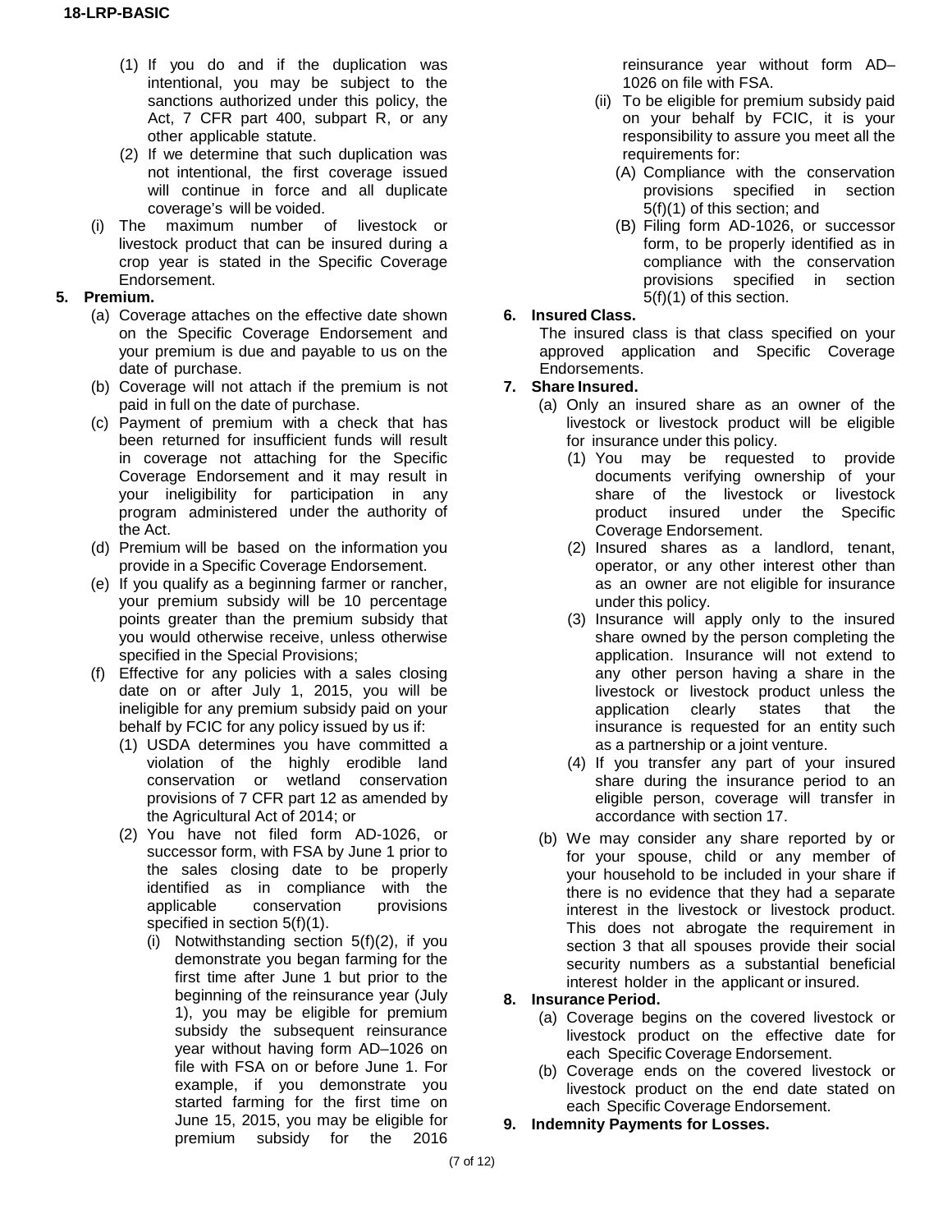(1) If you do and if the duplication was intentional, you may be subject to the sanctions authorized under this policy, the Act, 7 CFR part 400, subpart R, or any other applicable statute.

(2) If we determine that such duplication was not intentional, the first coverage issued will continue in force and all duplicate coverage's will be voided.

(i) The maximum number of livestock or livestock product that can be insured during a crop year is stated in the Specific Coverage Endorsement.

**5. Premium.**

(a) Coverage attaches on the effective date shown on the Specific Coverage Endorsement and your premium is due and payable to us on the date of purchase.

(b) Coverage will not attach if the premium is not paid in full on the date of purchase.

(c) Payment of premium with a check that has been returned for insufficient funds will result in coverage not attaching for the Specific Coverage Endorsement and it may result in your ineligibility for participation in any program administered under the authority of the Act.

(d) Premium will be based on the information you provide in a Specific Coverage Endorsement.

(e) If you qualify as a beginning farmer or rancher, your premium subsidy will be 10 percentage points greater than the premium subsidy that you would otherwise receive, unless otherwise specified in the Special Provisions;

(f) Effective for any policies with a sales closing date on or after July 1, 2015, you will be ineligible for any premium subsidy paid on your behalf by FCIC for any policy issued by us if:

(1) USDA determines you have committed a violation of the highly erodible land conservation or wetland conservation provisions of 7 CFR part 12 as amended by the Agricultural Act of 2014; or

(2) You have not filed form AD-1026, or successor form, with FSA by June 1 prior to the sales closing date to be properly identified as in compliance with the applicable conservation provisions specified in section 5(f)(1).

(i) Notwithstanding section 5(f)(2), if you demonstrate you began farming for the first time after June 1 but prior to the beginning of the reinsurance year (July 1), you may be eligible for premium subsidy the subsequent reinsurance year without having form AD–1026 on file with FSA on or before June 1. For example, if you demonstrate you started farming for the first time on June 15, 2015, you may be eligible for premium subsidy for the 2016 reinsurance year without form AD–1026 on file with FSA.

(ii) To be eligible for premium subsidy paid on your behalf by FCIC, it is your responsibility to assure you meet all the requirements for:

(A) Compliance with the conservation provisions specified in section 5(f)(1) of this section; and

(B) Filing form AD-1026, or successor form, to be properly identified as in compliance with the conservation provisions specified in section 5(f)(1) of this section.

**6. Insured Class.**

The insured class is that class specified on your approved application and Specific Coverage Endorsements.

**7. Share Insured.**

(a) Only an insured share as an owner of the livestock or livestock product will be eligible for insurance under this policy.

(1) You may be requested to provide documents verifying ownership of your share of the livestock or livestock product insured under the Specific Coverage Endorsement.

(2) Insured shares as a landlord, tenant, operator, or any other interest other than as an owner are not eligible for insurance under this policy.

(3) Insurance will apply only to the insured share owned by the person completing the application. Insurance will not extend to any other person having a share in the livestock or livestock product unless the application clearly states that the insurance is requested for an entity such as a partnership or a joint venture.

(4) If you transfer any part of your insured share during the insurance period to an eligible person, coverage will transfer in accordance with section 17.

(b) We may consider any share reported by or for your spouse, child or any member of your household to be included in your share if there is no evidence that they had a separate interest in the livestock or livestock product. This does not abrogate the requirement in section 3 that all spouses provide their social security numbers as a substantial beneficial interest holder in the applicant or insured.

**8. Insurance Period.**

(a) Coverage begins on the covered livestock or livestock product on the effective date for each Specific Coverage Endorsement.

(b) Coverage ends on the covered livestock or livestock product on the end date stated on each Specific Coverage Endorsement.

**9. Indemnity Payments for Losses.**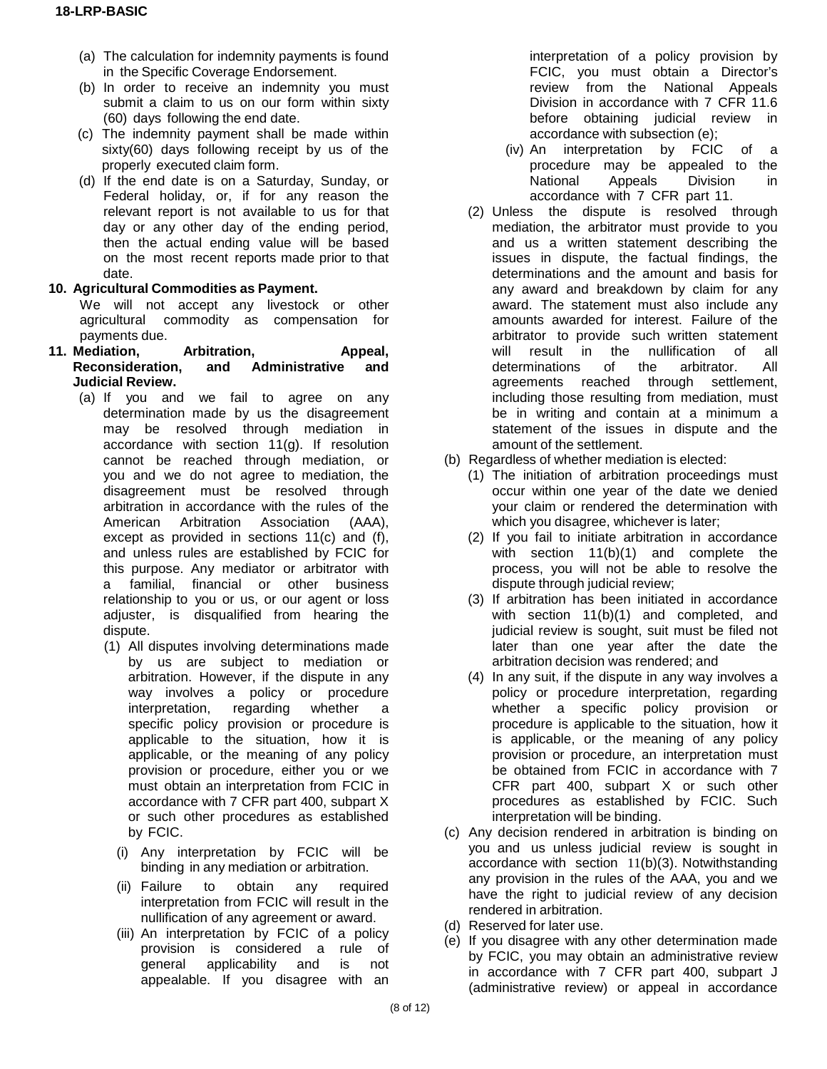(a) The calculation for indemnity payments is found in the Specific Coverage Endorsement.

(b) In order to receive an indemnity you must submit a claim to us on our form within sixty (60) days following the end date.

(c) The indemnity payment shall be made within sixty(60) days following receipt by us of the properly executed claim form.

(d) If the end date is on a Saturday, Sunday, or Federal holiday, or, if for any reason the relevant report is not available to us for that day or any other day of the ending period, then the actual ending value will be based on the most recent reports made prior to that date.

**10. Agricultural Commodities as Payment.**

We will not accept any livestock or other agricultural commodity as compensation for payments due.

**11. Mediation, Arbitration, Appeal, Reconsideration, and Administrative and Judicial Review.**

(a) If you and we fail to agree on any determination made by us the disagreement may be resolved through mediation in accordance with section 11(g). If resolution cannot be reached through mediation, or you and we do not agree to mediation, the disagreement must be resolved through arbitration in accordance with the rules of the American Arbitration Association (AAA), except as provided in sections 11(c) and (f), and unless rules are established by FCIC for this purpose. Any mediator or arbitrator with a familial, financial or other business relationship to you or us, or our agent or loss adjuster, is disqualified from hearing the dispute.

(1) All disputes involving determinations made by us are subject to mediation or arbitration. However, if the dispute in any way involves a policy or procedure interpretation, regarding whether a specific policy provision or procedure is applicable to the situation, how it is applicable, or the meaning of any policy provision or procedure, either you or we must obtain an interpretation from FCIC in accordance with 7 CFR part 400, subpart X or such other procedures as established by FCIC.

(i) Any interpretation by FCIC will be binding in any mediation or arbitration.

(ii) Failure to obtain any required interpretation from FCIC will result in the nullification of any agreement or award.

(iii) An interpretation by FCIC of a policy provision is considered a rule of general applicability and is not appealable. If you disagree with an interpretation of a policy provision by FCIC, you must obtain a Director's review from the National Appeals Division in accordance with 7 CFR 11.6 before obtaining judicial review in accordance with subsection (e);

(iv) An interpretation by FCIC of a procedure may be appealed to the National Appeals Division in accordance with 7 CFR part 11.

(2) Unless the dispute is resolved through mediation, the arbitrator must provide to you and us a written statement describing the issues in dispute, the factual findings, the determinations and the amount and basis for any award and breakdown by claim for any award. The statement must also include any amounts awarded for interest. Failure of the arbitrator to provide such written statement will result in the nullification of all determinations of the arbitrator. All agreements reached through settlement, including those resulting from mediation, must be in writing and contain at a minimum a statement of the issues in dispute and the amount of the settlement.

(b) Regardless of whether mediation is elected:

(1) The initiation of arbitration proceedings must occur within one year of the date we denied your claim or rendered the determination with which you disagree, whichever is later;

(2) If you fail to initiate arbitration in accordance with section 11(b)(1) and complete the process, you will not be able to resolve the dispute through judicial review;

(3) If arbitration has been initiated in accordance with section 11(b)(1) and completed, and judicial review is sought, suit must be filed not later than one year after the date the arbitration decision was rendered; and

(4) In any suit, if the dispute in any way involves a policy or procedure interpretation, regarding whether a specific policy provision or procedure is applicable to the situation, how it is applicable, or the meaning of any policy provision or procedure, an interpretation must be obtained from FCIC in accordance with 7 CFR part 400, subpart X or such other procedures as established by FCIC. Such interpretation will be binding.

(c) Any decision rendered in arbitration is binding on you and us unless judicial review is sought in accordance with section 11(b)(3). Notwithstanding any provision in the rules of the AAA, you and we have the right to judicial review of any decision rendered in arbitration.

(d) Reserved for later use.

(e) If you disagree with any other determination made by FCIC, you may obtain an administrative review in accordance with 7 CFR part 400, subpart J (administrative review) or appeal in accordance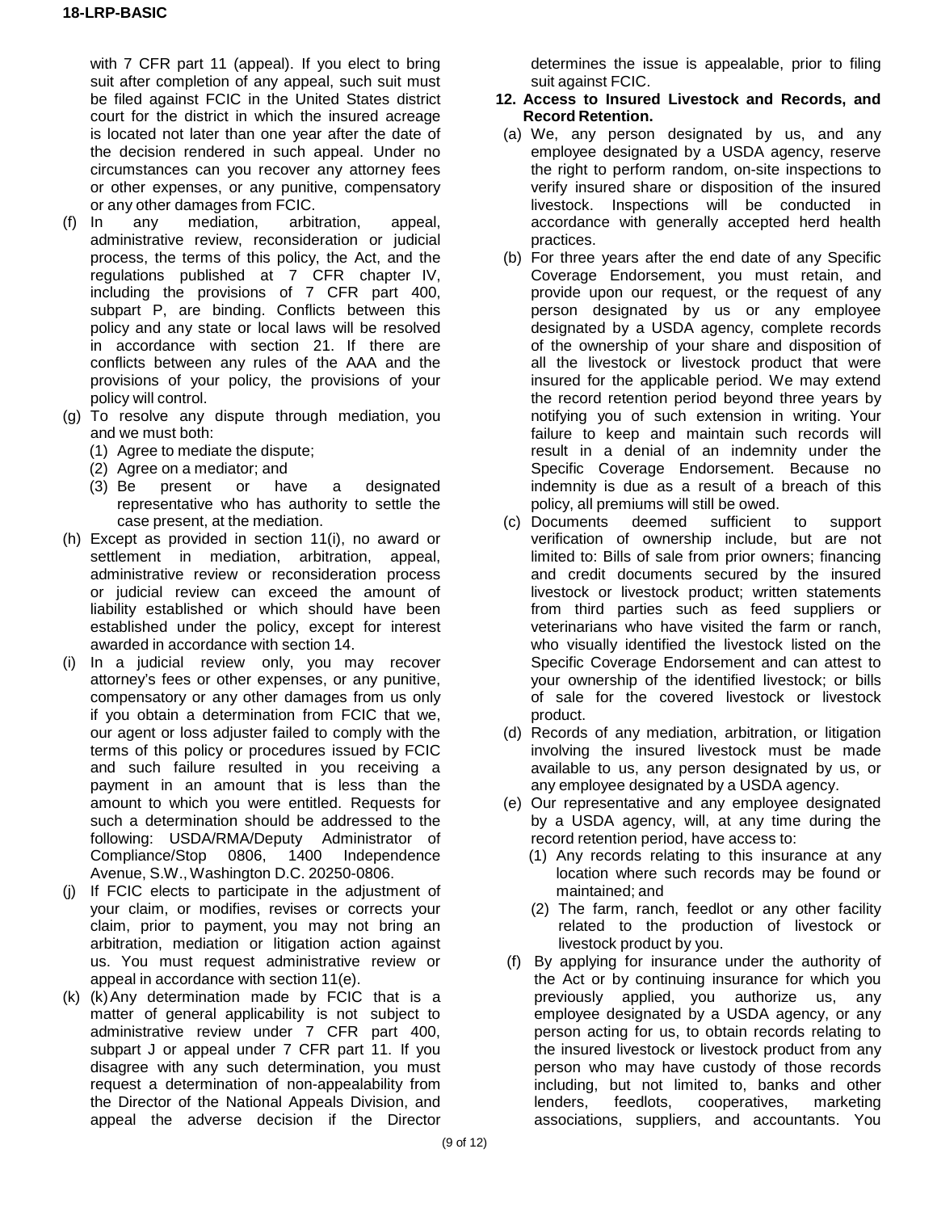with 7 CFR part 11 (appeal). If you elect to bring suit after completion of any appeal, such suit must be filed against FCIC in the United States district court for the district in which the insured acreage is located not later than one year after the date of the decision rendered in such appeal. Under no circumstances can you recover any attorney fees or other expenses, or any punitive, compensatory or any other damages from FCIC.

(f) In any mediation, arbitration, appeal, administrative review, reconsideration or judicial process, the terms of this policy, the Act, and the regulations published at 7 CFR chapter IV, including the provisions of 7 CFR part 400, subpart P, are binding. Conflicts between this policy and any state or local laws will be resolved in accordance with section 21. If there are conflicts between any rules of the AAA and the provisions of your policy, the provisions of your policy will control.

(g) To resolve any dispute through mediation, you and we must both:

  (1) Agree to mediate the dispute;

  (2) Agree on a mediator; and

  (3) Be present or have a designated representative who has authority to settle the case present, at the mediation.

(h) Except as provided in section 11(i), no award or settlement in mediation, arbitration, appeal, administrative review or reconsideration process or judicial review can exceed the amount of liability established or which should have been established under the policy, except for interest awarded in accordance with section 14.

(i) In a judicial review only, you may recover attorney's fees or other expenses, or any punitive, compensatory or any other damages from us only if you obtain a determination from FCIC that we, our agent or loss adjuster failed to comply with the terms of this policy or procedures issued by FCIC and such failure resulted in you receiving a payment in an amount that is less than the amount to which you were entitled. Requests for such a determination should be addressed to the following: USDA/RMA/Deputy Administrator of Compliance/Stop 0806, 1400 Independence Avenue, S.W., Washington D.C. 20250-0806.

(j) If FCIC elects to participate in the adjustment of your claim, or modifies, revises or corrects your claim, prior to payment, you may not bring an arbitration, mediation or litigation action against us. You must request administrative review or appeal in accordance with section 11(e).

(k) (k) Any determination made by FCIC that is a matter of general applicability is not subject to administrative review under 7 CFR part 400, subpart J or appeal under 7 CFR part 11. If you disagree with any such determination, you must request a determination of non-appealability from the Director of the National Appeals Division, and appeal the adverse decision if the Director determines the issue is appealable, prior to filing suit against FCIC.

**12. Access to Insured Livestock and Records, and Record Retention.**

(a) We, any person designated by us, and any employee designated by a USDA agency, reserve the right to perform random, on-site inspections to verify insured share or disposition of the insured livestock. Inspections will be conducted in accordance with generally accepted herd health practices.

(b) For three years after the end date of any Specific Coverage Endorsement, you must retain, and provide upon our request, or the request of any person designated by us or any employee designated by a USDA agency, complete records of the ownership of your share and disposition of all the livestock or livestock product that were insured for the applicable period. We may extend the record retention period beyond three years by notifying you of such extension in writing. Your failure to keep and maintain such records will result in a denial of an indemnity under the Specific Coverage Endorsement. Because no indemnity is due as a result of a breach of this policy, all premiums will still be owed.

(c) Documents deemed sufficient to support verification of ownership include, but are not limited to: Bills of sale from prior owners; financing and credit documents secured by the insured livestock or livestock product; written statements from third parties such as feed suppliers or veterinarians who have visited the farm or ranch, who visually identified the livestock listed on the Specific Coverage Endorsement and can attest to your ownership of the identified livestock; or bills of sale for the covered livestock or livestock product.

(d) Records of any mediation, arbitration, or litigation involving the insured livestock must be made available to us, any person designated by us, or any employee designated by a USDA agency.

(e) Our representative and any employee designated by a USDA agency, will, at any time during the record retention period, have access to:

  (1) Any records relating to this insurance at any location where such records may be found or maintained; and

  (2) The farm, ranch, feedlot or any other facility related to the production of livestock or livestock product by you.

(f) By applying for insurance under the authority of the Act or by continuing insurance for which you previously applied, you authorize us, any employee designated by a USDA agency, or any person acting for us, to obtain records relating to the insured livestock or livestock product from any person who may have custody of those records including, but not limited to, banks and other lenders, feedlots, cooperatives, marketing associations, suppliers, and accountants. You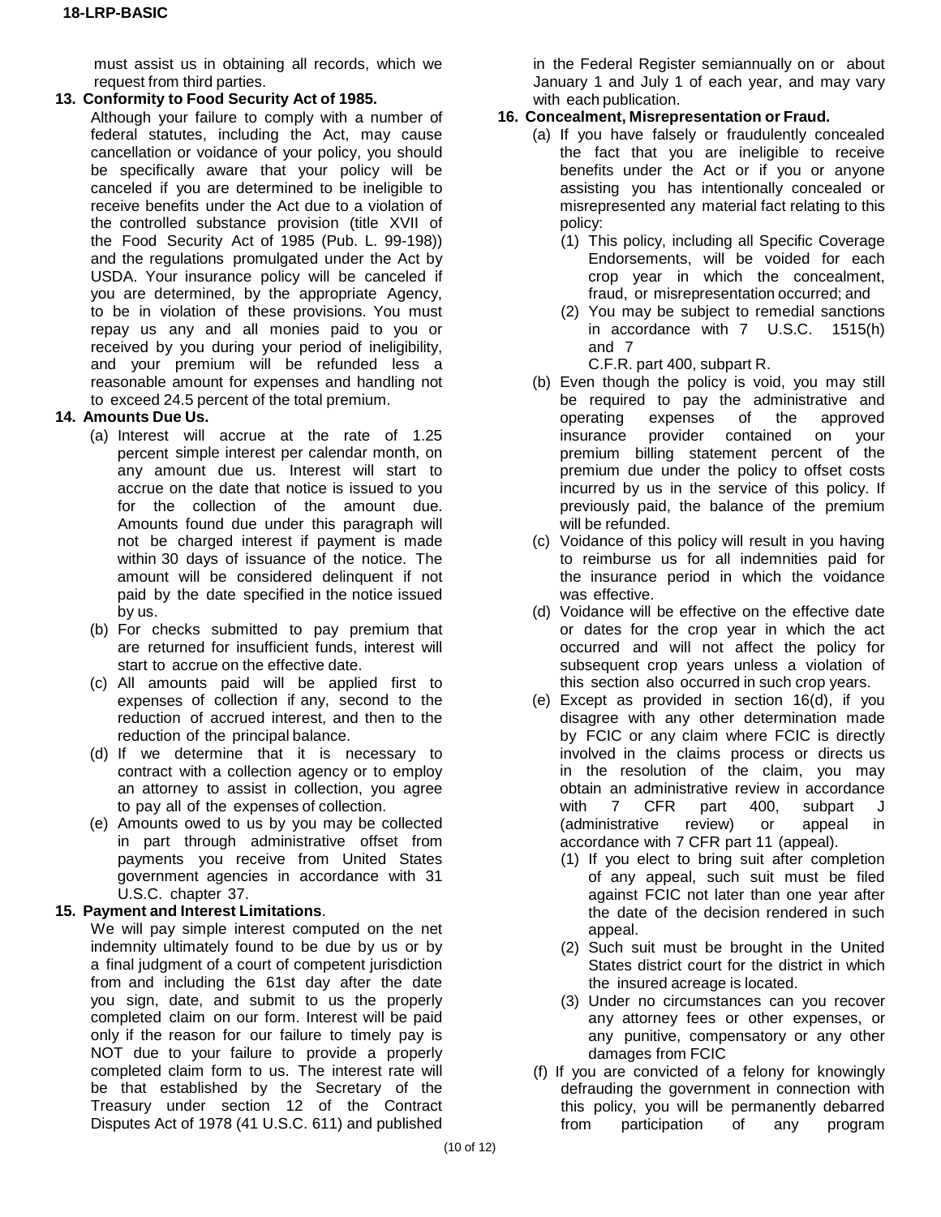must assist us in obtaining all records, which we request from third parties.

**13. Conformity to Food Security Act of 1985.**

Although your failure to comply with a number of federal statutes, including the Act, may cause cancellation or voidance of your policy, you should be specifically aware that your policy will be canceled if you are determined to be ineligible to receive benefits under the Act due to a violation of the controlled substance provision (title XVII of the Food Security Act of 1985 (Pub. L. 99-198)) and the regulations promulgated under the Act by USDA. Your insurance policy will be canceled if you are determined, by the appropriate Agency, to be in violation of these provisions. You must repay us any and all monies paid to you or received by you during your period of ineligibility, and your premium will be refunded less a reasonable amount for expenses and handling not to exceed 24.5 percent of the total premium.

**14. Amounts Due Us.**

(a) Interest will accrue at the rate of 1.25 percent simple interest per calendar month, on any amount due us. Interest will start to accrue on the date that notice is issued to you for the collection of the amount due. Amounts found due under this paragraph will not be charged interest if payment is made within 30 days of issuance of the notice. The amount will be considered delinquent if not paid by the date specified in the notice issued by us.

(b) For checks submitted to pay premium that are returned for insufficient funds, interest will start to accrue on the effective date.

(c) All amounts paid will be applied first to expenses of collection if any, second to the reduction of accrued interest, and then to the reduction of the principal balance.

(d) If we determine that it is necessary to contract with a collection agency or to employ an attorney to assist in collection, you agree to pay all of the expenses of collection.

(e) Amounts owed to us by you may be collected in part through administrative offset from payments you receive from United States government agencies in accordance with 31 U.S.C. chapter 37.

**15. Payment and Interest Limitations**.

We will pay simple interest computed on the net indemnity ultimately found to be due by us or by a final judgment of a court of competent jurisdiction from and including the 61st day after the date you sign, date, and submit to us the properly completed claim on our form. Interest will be paid only if the reason for our failure to timely pay is NOT due to your failure to provide a properly completed claim form to us. The interest rate will be that established by the Secretary of the Treasury under section 12 of the Contract Disputes Act of 1978 (41 U.S.C. 611) and published in the Federal Register semiannually on or about January 1 and July 1 of each year, and may vary with each publication.

**16. Concealment, Misrepresentation or Fraud.**

(a) If you have falsely or fraudulently concealed the fact that you are ineligible to receive benefits under the Act or if you or anyone assisting you has intentionally concealed or misrepresented any material fact relating to this policy:

(1) This policy, including all Specific Coverage Endorsements, will be voided for each crop year in which the concealment, fraud, or misrepresentation occurred; and

(2) You may be subject to remedial sanctions in accordance with 7 U.S.C. 1515(h) and 7 C.F.R. part 400, subpart R.

(b) Even though the policy is void, you may still be required to pay the administrative and operating expenses of the approved insurance provider contained on your premium billing statement percent of the premium due under the policy to offset costs incurred by us in the service of this policy. If previously paid, the balance of the premium will be refunded.

(c) Voidance of this policy will result in you having to reimburse us for all indemnities paid for the insurance period in which the voidance was effective.

(d) Voidance will be effective on the effective date or dates for the crop year in which the act occurred and will not affect the policy for subsequent crop years unless a violation of this section also occurred in such crop years.

(e) Except as provided in section 16(d), if you disagree with any other determination made by FCIC or any claim where FCIC is directly involved in the claims process or directs us in the resolution of the claim, you may obtain an administrative review in accordance with 7 CFR part 400, subpart J (administrative review) or appeal in accordance with 7 CFR part 11 (appeal).

(1) If you elect to bring suit after completion of any appeal, such suit must be filed against FCIC not later than one year after the date of the decision rendered in such appeal.

(2) Such suit must be brought in the United States district court for the district in which the insured acreage is located.

(3) Under no circumstances can you recover any attorney fees or other expenses, or any punitive, compensatory or any other damages from FCIC

(f) If you are convicted of a felony for knowingly defrauding the government in connection with this policy, you will be permanently debarred from participation of any program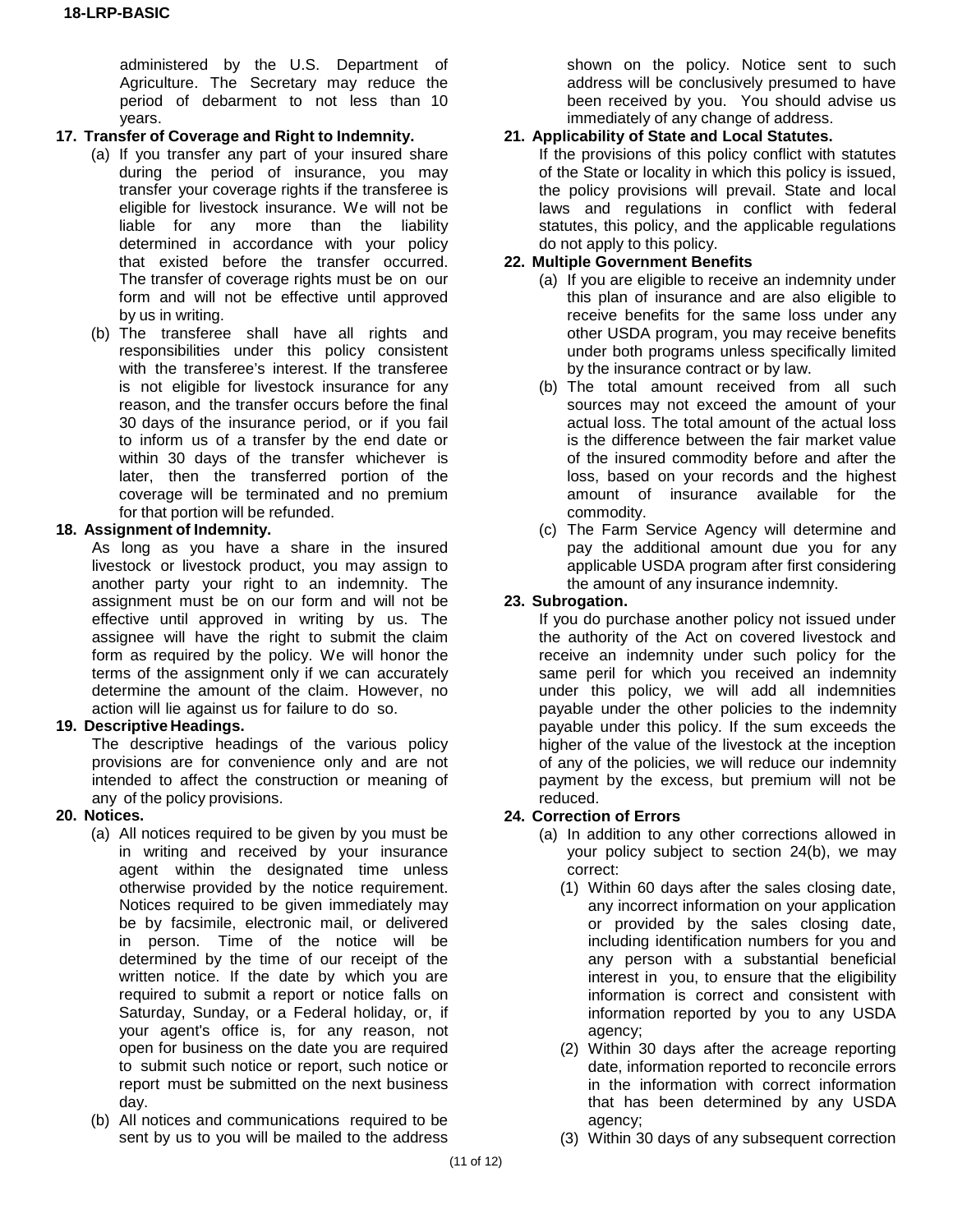administered by the U.S. Department of Agriculture. The Secretary may reduce the period of debarment to not less than 10 years.

**17. Transfer of Coverage and Right to Indemnity.**

(a) If you transfer any part of your insured share during the period of insurance, you may transfer your coverage rights if the transferee is eligible for livestock insurance. We will not be liable for any more than the liability determined in accordance with your policy that existed before the transfer occurred. The transfer of coverage rights must be on our form and will not be effective until approved by us in writing.

(b) The transferee shall have all rights and responsibilities under this policy consistent with the transferee's interest. If the transferee is not eligible for livestock insurance for any reason, and the transfer occurs before the final 30 days of the insurance period, or if you fail to inform us of a transfer by the end date or within 30 days of the transfer whichever is later, then the transferred portion of the coverage will be terminated and no premium for that portion will be refunded.

**18. Assignment of Indemnity.**

As long as you have a share in the insured livestock or livestock product, you may assign to another party your right to an indemnity. The assignment must be on our form and will not be effective until approved in writing by us. The assignee will have the right to submit the claim form as required by the policy. We will honor the terms of the assignment only if we can accurately determine the amount of the claim. However, no action will lie against us for failure to do so.

**19. Descriptive Headings.**

The descriptive headings of the various policy provisions are for convenience only and are not intended to affect the construction or meaning of any of the policy provisions.

**20. Notices.**

(a) All notices required to be given by you must be in writing and received by your insurance agent within the designated time unless otherwise provided by the notice requirement. Notices required to be given immediately may be by facsimile, electronic mail, or delivered in person. Time of the notice will be determined by the time of our receipt of the written notice. If the date by which you are required to submit a report or notice falls on Saturday, Sunday, or a Federal holiday, or, if your agent's office is, for any reason, not open for business on the date you are required to submit such notice or report, such notice or report must be submitted on the next business day.

(b) All notices and communications required to be sent by us to you will be mailed to the address shown on the policy. Notice sent to such address will be conclusively presumed to have been received by you. You should advise us immediately of any change of address.

**21. Applicability of State and Local Statutes.**

If the provisions of this policy conflict with statutes of the State or locality in which this policy is issued, the policy provisions will prevail. State and local laws and regulations in conflict with federal statutes, this policy, and the applicable regulations do not apply to this policy.

**22. Multiple Government Benefits**

(a) If you are eligible to receive an indemnity under this plan of insurance and are also eligible to receive benefits for the same loss under any other USDA program, you may receive benefits under both programs unless specifically limited by the insurance contract or by law.

(b) The total amount received from all such sources may not exceed the amount of your actual loss. The total amount of the actual loss is the difference between the fair market value of the insured commodity before and after the loss, based on your records and the highest amount of insurance available for the commodity.

(c) The Farm Service Agency will determine and pay the additional amount due you for any applicable USDA program after first considering the amount of any insurance indemnity.

**23. Subrogation.**

If you do purchase another policy not issued under the authority of the Act on covered livestock and receive an indemnity under such policy for the same peril for which you received an indemnity under this policy, we will add all indemnities payable under the other policies to the indemnity payable under this policy. If the sum exceeds the higher of the value of the livestock at the inception of any of the policies, we will reduce our indemnity payment by the excess, but premium will not be reduced.

**24. Correction of Errors**

(a) In addition to any other corrections allowed in your policy subject to section 24(b), we may correct:

(1) Within 60 days after the sales closing date, any incorrect information on your application or provided by the sales closing date, including identification numbers for you and any person with a substantial beneficial interest in you, to ensure that the eligibility information is correct and consistent with information reported by you to any USDA agency;

(2) Within 30 days after the acreage reporting date, information reported to reconcile errors in the information with correct information that has been determined by any USDA agency;

(3) Within 30 days of any subsequent correction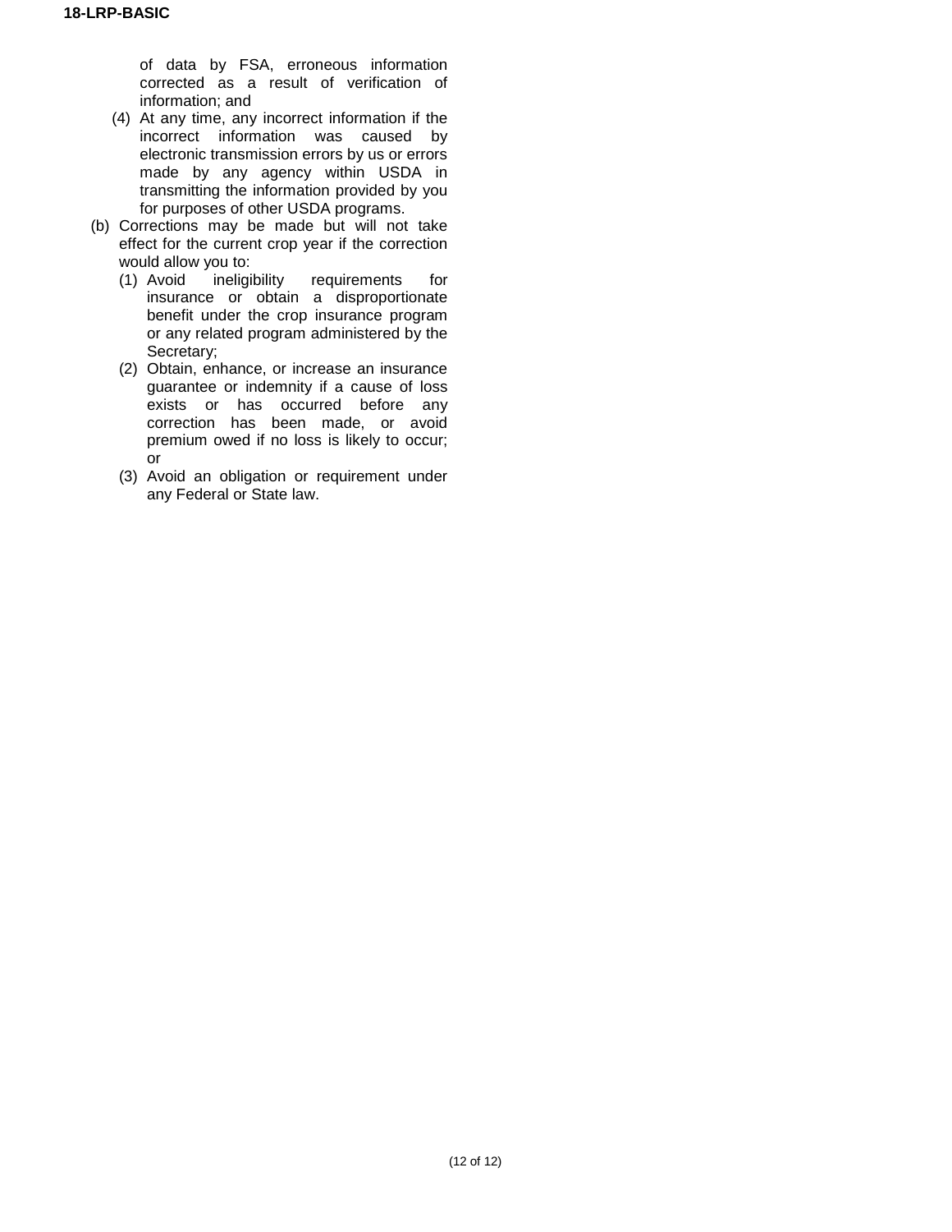of data by FSA, erroneous information corrected as a result of verification of information; and

(4) At any time, any incorrect information if the incorrect information was caused by electronic transmission errors by us or errors made by any agency within USDA in transmitting the information provided by you for purposes of other USDA programs.

(b) Corrections may be made but will not take effect for the current crop year if the correction would allow you to:

(1) Avoid ineligibility requirements for insurance or obtain a disproportionate benefit under the crop insurance program or any related program administered by the Secretary;

(2) Obtain, enhance, or increase an insurance guarantee or indemnity if a cause of loss exists or has occurred before any correction has been made, or avoid premium owed if no loss is likely to occur; or

(3) Avoid an obligation or requirement under any Federal or State law.